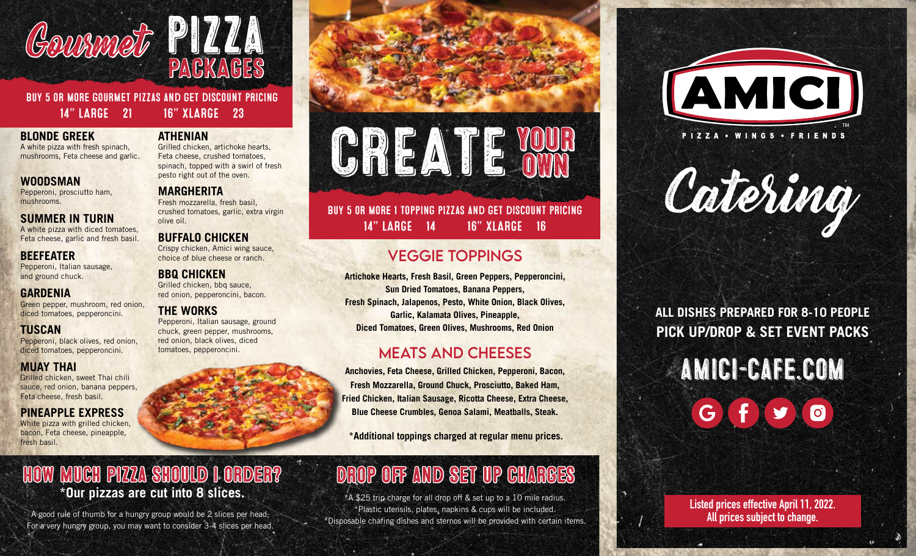# Gourmet PIZZA PACKAGES

**BUY 5 OR MORE GOURMET PIZZAS AND GET DISCOUNT PRICING**

**14" LARGE 21 | 16" XLARGE 23**

### BLONDE GREEK
A white pizza with fresh spinach, mushrooms, Feta cheese and garlic.

### WOODSMAN
Pepperoni, prosciutto ham, mushrooms.

### SUMMER IN TURIN
A white pizza with diced tomatoes, Feta cheese, garlic and fresh basil.

### BEEFEATER
Pepperoni, Italian sausage, and ground chuck.

### GARDENIA
Green pepper, mushroom, red onion, diced tomatoes, pepperoncini.

### TUSCAN
Pepperoni, black olives, red onion, diced tomatoes, pepperoncini.

### MUAY THAI
Grilled chicken, sweet Thai chili sauce, red onion, banana peppers, Feta cheese, fresh basil.

### PINEAPPLE EXPRESS
White pizza with grilled chicken, bacon, Feta cheese, pineapple, fresh basil.

### ATHENIAN
Grilled chicken, artichoke hearts, Feta cheese, crushed tomatoes, spinach, topped with a swirl of fresh pesto right out of the oven.

### MARGHERITA
Fresh mozzarella, fresh basil, crushed tomatoes, garlic, extra virgin olive oil.

### BUFFALO CHICKEN
Crispy chicken, Amici wing sauce, choice of blue cheese or ranch.

### BBQ CHICKEN
Grilled chicken, bbq sauce, red onion, pepperoncini, bacon.

### THE WORKS
Pepperoni, Italian sausage, ground chuck, green pepper, mushrooms, red onion, black olives, diced tomatoes, pepperoncini.

# CREATE YOUR OWN

**BUY 5 OR MORE 1 TOPPING PIZZAS AND GET DISCOUNT PRICING**

**14" LARGE 14 | 16" XLARGE 16**

## VEGGIE TOPPINGS

**Artichoke Hearts, Fresh Basil, Green Peppers, Pepperoncini, Sun Dried Tomatoes, Banana Peppers, Fresh Spinach, Jalapenos, Pesto, White Onion, Black Olives, Garlic, Kalamata Olives, Pineapple, Diced Tomatoes, Green Olives, Mushrooms, Red Onion**

## MEATS AND CHEESES

**Anchovies, Feta Cheese, Grilled Chicken, Pepperoni, Bacon, Fresh Mozzarella, Ground Chuck, Prosciutto, Baked Ham, Fried Chicken, Italian Sausage, Ricotta Cheese, Extra Cheese, Blue Cheese Crumbles, Genoa Salami, Meatballs, Steak.**

**\*Additional toppings charged at regular menu prices.**

## HOW MUCH PIZZA SHOULD I ORDER?

**\*Our pizzas are cut into 8 slices.**

A good rule of thumb for a hungry group would be 2 slices per head; For a very hungry group, you may want to consider 3-4 slices per head.

## DROP OFF AND SET UP CHARGES

\*A $25 trip charge for all drop off & set up to a 10 mile radius.
\*Plastic utensils, plates, napkins & cups will be included.
\*Disposable chafing dishes and sternos will be provided with certain items.

# AMICI™

PIZZA • WINGS • FRIENDS

# Catering

**ALL DISHES PREPARED FOR 8-10 PEOPLE**
**PICK UP/DROP & SET EVENT PACKS**

## AMICI-CAFE.COM

**Listed prices effective April 11, 2022.**
**All prices subject to change.**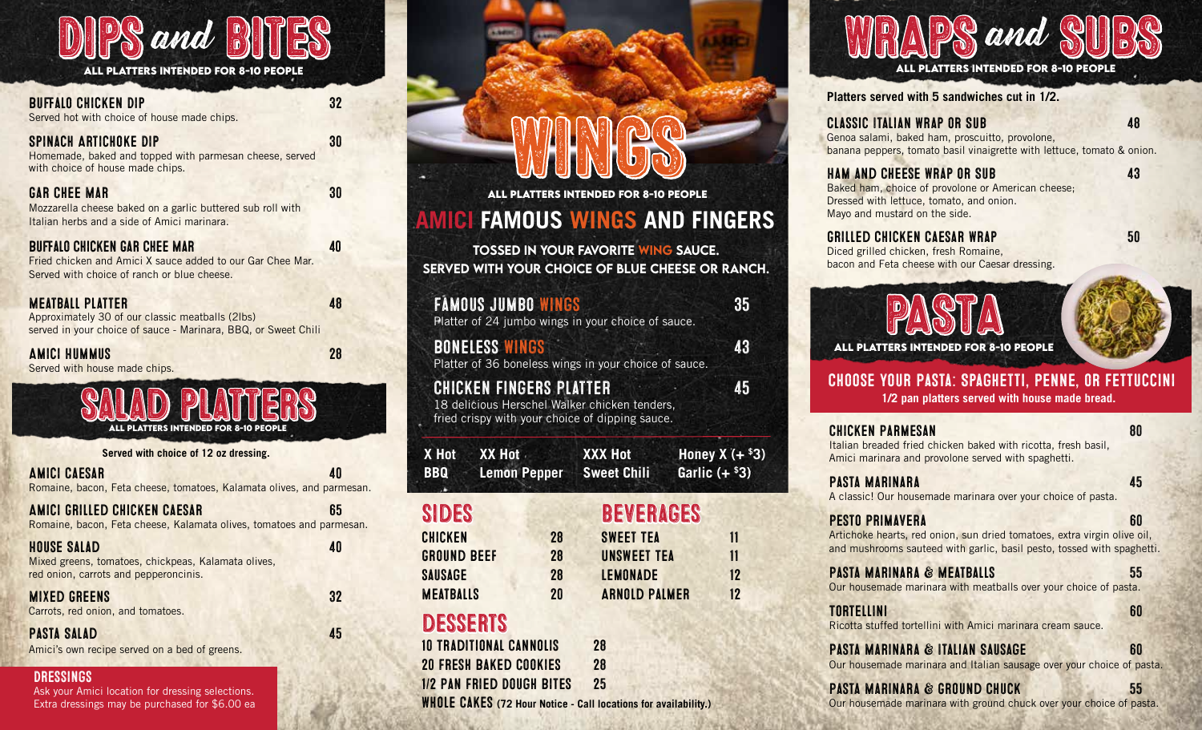# DIPS and BITES

ALL PLATTERS INTENDED FOR 8-10 PEOPLE

**BUFFALO CHICKEN DIP** 32
Served hot with choice of house made chips.

**SPINACH ARTICHOKE DIP** 30
Homemade, baked and topped with parmesan cheese, served with choice of house made chips.

**GAR CHEE MAR** 30
Mozzarella cheese baked on a garlic buttered sub roll with Italian herbs and a side of Amici marinara.

**BUFFALO CHICKEN GAR CHEE MAR** 40
Fried chicken and Amici X sauce added to our Gar Chee Mar. Served with choice of ranch or blue cheese.

**MEATBALL PLATTER** 48
Approximately 30 of our classic meatballs (2lbs) served in your choice of sauce - Marinara, BBQ, or Sweet Chili

**AMICI HUMMUS** 28
Served with house made chips.

# SALAD PLATTERS

ALL PLATTERS INTENDED FOR 8-10 PEOPLE

Served with choice of 12 oz dressing.

**AMICI CAESAR** 40
Romaine, bacon, Feta cheese, tomatoes, Kalamata olives, and parmesan.

**AMICI GRILLED CHICKEN CAESAR** 65
Romaine, bacon, Feta cheese, Kalamata olives, tomatoes and parmesan.

**HOUSE SALAD** 40
Mixed greens, tomatoes, chickpeas, Kalamata olives, red onion, carrots and pepperoncinis.

**MIXED GREENS** 32
Carrots, red onion, and tomatoes.

**PASTA SALAD** 45
Amici's own recipe served on a bed of greens.

**DRESSINGS**
Ask your Amici location for dressing selections.
Extra dressings may be purchased for $6.00 ea

# WINGS

ALL PLATTERS INTENDED FOR 8-10 PEOPLE

## AMICI FAMOUS WINGS AND FINGERS

TOSSED IN YOUR FAVORITE WING SAUCE.
SERVED WITH YOUR CHOICE OF BLUE CHEESE OR RANCH.

**FAMOUS JUMBO WINGS** 35
Platter of 24 jumbo wings in your choice of sauce.

**BONELESS WINGS** 43
Platter of 36 boneless wings in your choice of sauce.

**CHICKEN FINGERS PLATTER** 45
18 delicious Herschel Walker chicken tenders, fried crispy with your choice of dipping sauce.

| | | | |
|---|---|---|---|
| X Hot | XX Hot | XXX Hot | Honey X (+ $3) |
| BBQ | Lemon Pepper | Sweet Chili | Garlic (+ $3) |

## SIDES

| | |
|---|---|
| CHICKEN | 28 |
| GROUND BEEF | 28 |
| SAUSAGE | 28 |
| MEATBALLS | 20 |

## BEVERAGES

| | |
|---|---|
| SWEET TEA | 11 |
| UNSWEET TEA | 11 |
| LEMONADE | 12 |
| ARNOLD PALMER | 12 |

## DESSERTS

| | |
|---|---|
| 10 TRADITIONAL CANNOLIS | 28 |
| 20 FRESH BAKED COOKIES | 28 |
| 1/2 PAN FRIED DOUGH BITES | 25 |

WHOLE CAKES (72 Hour Notice - Call locations for availability.)

# WRAPS and SUBS

ALL PLATTERS INTENDED FOR 8-10 PEOPLE

**Platters served with 5 sandwiches cut in 1/2.**

**CLASSIC ITALIAN WRAP OR SUB** 48
Genoa salami, baked ham, proscuitto, provolone, banana peppers, tomato basil vinaigrette with lettuce, tomato & onion.

**HAM AND CHEESE WRAP OR SUB** 43
Baked ham, choice of provolone or American cheese; Dressed with lettuce, tomato, and onion. Mayo and mustard on the side.

**GRILLED CHICKEN CAESAR WRAP** 50
Diced grilled chicken, fresh Romaine, bacon and Feta cheese with our Caesar dressing.

# PASTA

ALL PLATTERS INTENDED FOR 8-10 PEOPLE

## CHOOSE YOUR PASTA: SPAGHETTI, PENNE, OR FETTUCCINI

**1/2 pan platters served with house made bread.**

**CHICKEN PARMESAN** 80
Italian breaded fried chicken baked with ricotta, fresh basil, Amici marinara and provolone served with spaghetti.

**PASTA MARINARA** 45
A classic! Our housemade marinara over your choice of pasta.

**PESTO PRIMAVERA** 60
Artichoke hearts, red onion, sun dried tomatoes, extra virgin olive oil, and mushrooms sauteed with garlic, basil pesto, tossed with spaghetti.

**PASTA MARINARA & MEATBALLS** 55
Our housemade marinara with meatballs over your choice of pasta.

**TORTELLINI** 60
Ricotta stuffed tortellini with Amici marinara cream sauce.

**PASTA MARINARA & ITALIAN SAUSAGE** 60
Our housemade marinara and Italian sausage over your choice of pasta.

**PASTA MARINARA & GROUND CHUCK** 55
Our housemade marinara with ground chuck over your choice of pasta.